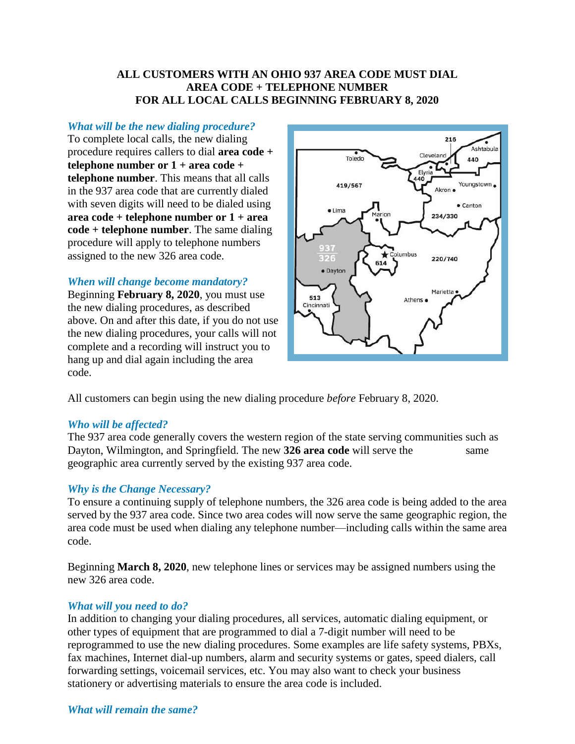**ALL CUSTOMERS WITH AN OHIO 937 AREA CODE MUST DIAL AREA CODE + TELEPHONE NUMBER FOR ALL LOCAL CALLS BEGINNING FEBRUARY 8, 2020**

### *What will be the new dialing procedure?*

To complete local calls, the new dialing procedure requires callers to dial **area code + telephone number or 1 + area code + telephone number**. This means that all calls in the 937 area code that are currently dialed with seven digits will need to be dialed using **area code + telephone number or 1 + area code + telephone number**. The same dialing procedure will apply to telephone numbers assigned to the new 326 area code.

### *When will change become mandatory?*

Beginning **February 8, 2020**, you must use the new dialing procedures, as described above. On and after this date, if you do not use the new dialing procedures, your calls will not complete and a recording will instruct you to hang up and dial again including the area code.

All customers can begin using the new dialing procedure *before* February 8, 2020.

### *Who will be affected?*

The 937 area code generally covers the western region of the state serving communities such as Dayton, Wilmington, and Springfield. The new **326 area code** will serve the same geographic area currently served by the existing 937 area code.

### *Why is the Change Necessary?*

To ensure a continuing supply of telephone numbers, the 326 area code is being added to the area served by the 937 area code. Since two area codes will now serve the same geographic region, the area code must be used when dialing any telephone number—including calls within the same area code.

Beginning **March 8, 2020**, new telephone lines or services may be assigned numbers using the new 326 area code.

### *What will you need to do?*

In addition to changing your dialing procedures, all services, automatic dialing equipment, or other types of equipment that are programmed to dial a 7-digit number will need to be reprogrammed to use the new dialing procedures. Some examples are life safety systems, PBXs, fax machines, Internet dial-up numbers, alarm and security systems or gates, speed dialers, call forwarding settings, voicemail services, etc. You may also want to check your business stationery or advertising materials to ensure the area code is included.

### *What will remain the same?*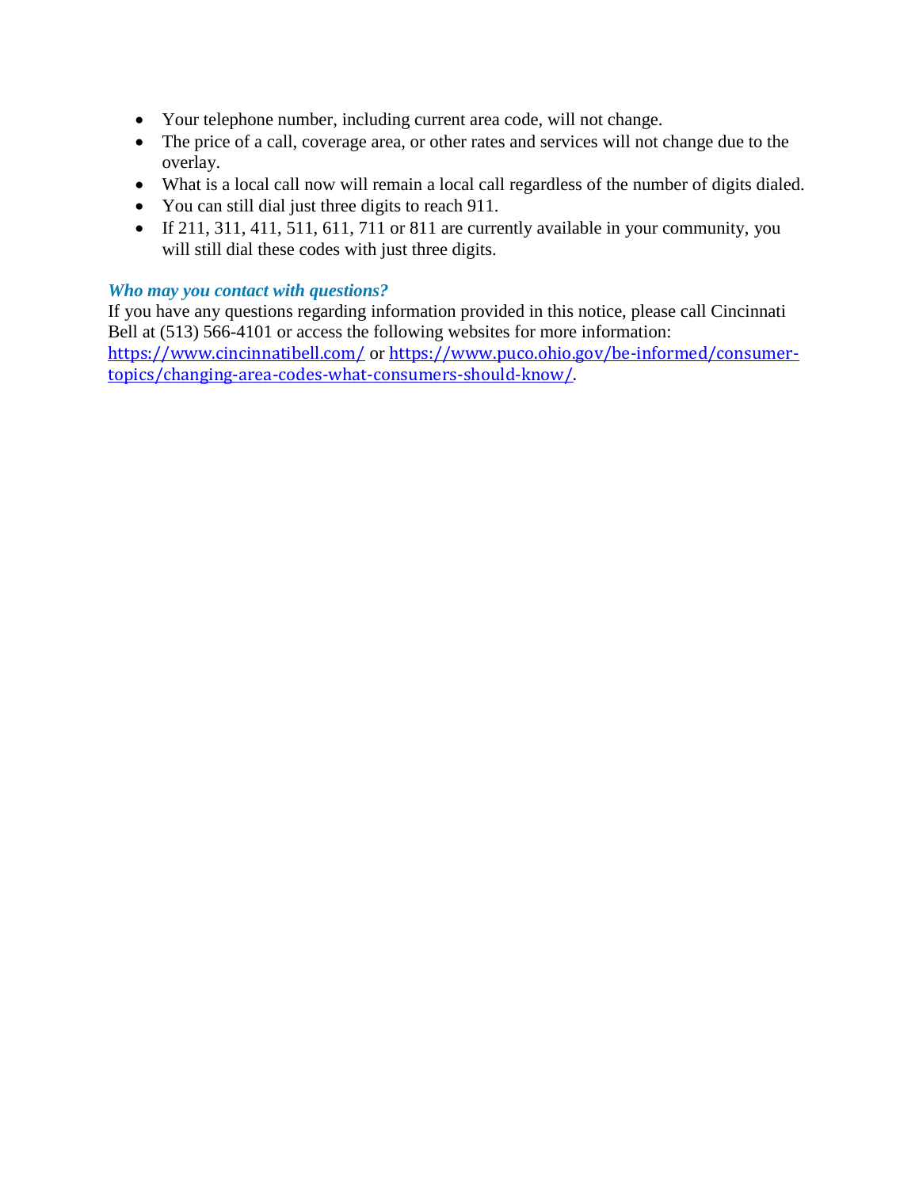- Your telephone number, including current area code, will not change.
- The price of a call, coverage area, or other rates and services will not change due to the overlay.
- What is a local call now will remain a local call regardless of the number of digits dialed.
- You can still dial just three digits to reach 911.
- If 211, 311, 411, 511, 611, 711 or 811 are currently available in your community, you will still dial these codes with just three digits.

### *Who may you contact with questions?*

If you have any questions regarding information provided in this notice, please call Cincinnati Bell at (513) 566-4101 or access the following websites for more information: [https://www.cincinnatibell.com/](https://www.cincinnatibell.com/) or [https://www.puco.ohio.gov/be-informed/consumer-topics/changing-area-codes-what-consumers-should-know/](https://www.puco.ohio.gov/be-informed/consumer-topics/changing-area-codes-what-consumers-should-know/).